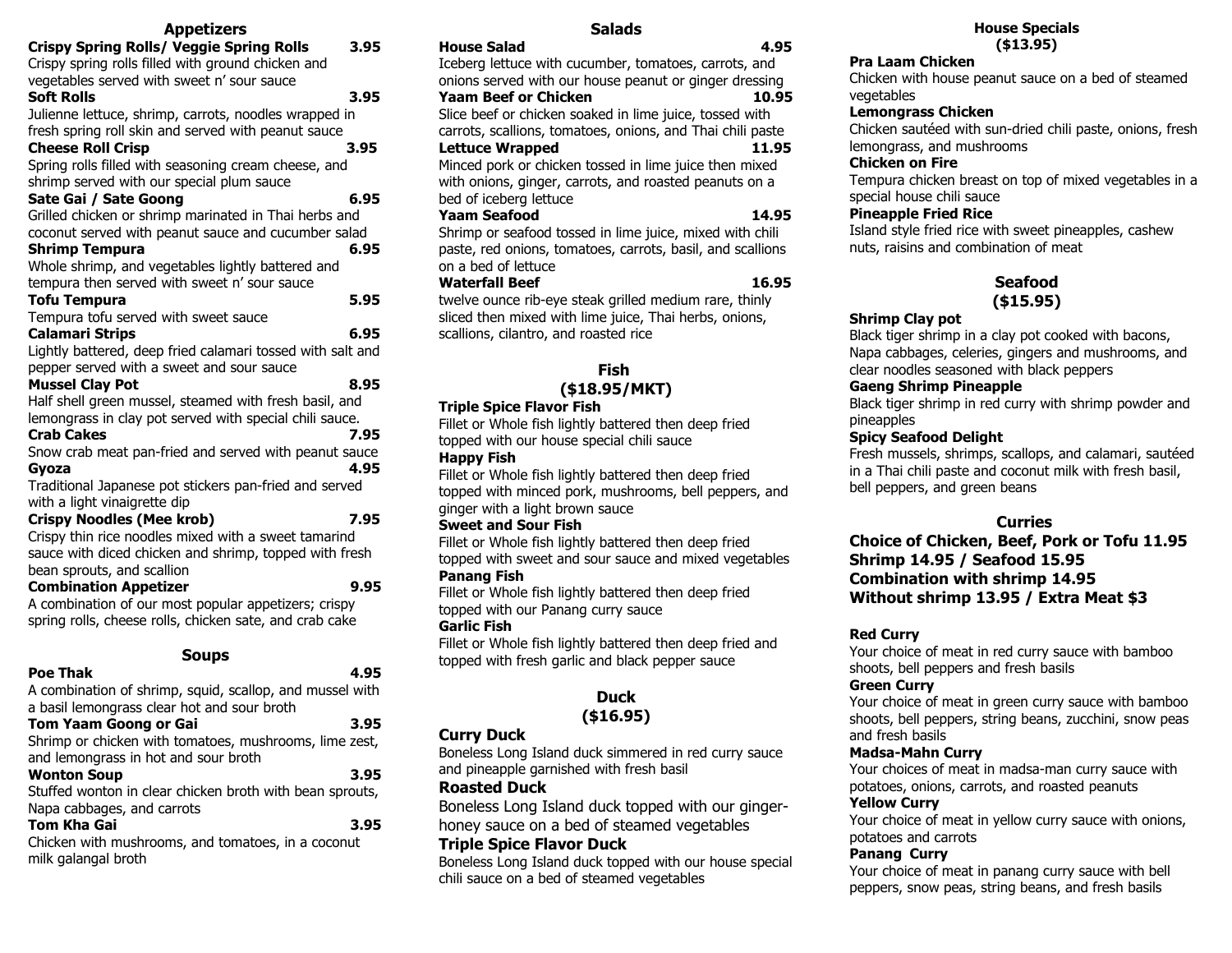## Appetizers

**Crispy Spring Rolls/ Veggie Spring Rolls** 3.95
Crispy spring rolls filled with ground chicken and vegetables served with sweet n' sour sauce

**Soft Rolls** 3.95
Julienne lettuce, shrimp, carrots, noodles wrapped in fresh spring roll skin and served with peanut sauce

**Cheese Roll Crisp** 3.95
Spring rolls filled with seasoning cream cheese, and shrimp served with our special plum sauce

**Sate Gai / Sate Goong** 6.95
Grilled chicken or shrimp marinated in Thai herbs and coconut served with peanut sauce and cucumber salad

**Shrimp Tempura** 6.95
Whole shrimp, and vegetables lightly battered and tempura then served with sweet n' sour sauce

**Tofu Tempura** 5.95
Tempura tofu served with sweet sauce

**Calamari Strips** 6.95
Lightly battered, deep fried calamari tossed with salt and pepper served with a sweet and sour sauce

**Mussel Clay Pot** 8.95
Half shell green mussel, steamed with fresh basil, and lemongrass in clay pot served with special chili sauce.

**Crab Cakes** 7.95
Snow crab meat pan-fried and served with peanut sauce

**Gyoza** 4.95
Traditional Japanese pot stickers pan-fried and served with a light vinaigrette dip

**Crispy Noodles (Mee krob)** 7.95
Crispy thin rice noodles mixed with a sweet tamarind sauce with diced chicken and shrimp, topped with fresh bean sprouts, and scallion

**Combination Appetizer** 9.95
A combination of our most popular appetizers; crispy spring rolls, cheese rolls, chicken sate, and crab cake

## Soups

**Poe Thak** 4.95
A combination of shrimp, squid, scallop, and mussel with a basil lemongrass clear hot and sour broth

**Tom Yaam Goong or Gai** 3.95
Shrimp or chicken with tomatoes, mushrooms, lime zest, and lemongrass in hot and sour broth

**Wonton Soup** 3.95
Stuffed wonton in clear chicken broth with bean sprouts, Napa cabbages, and carrots

**Tom Kha Gai** 3.95
Chicken with mushrooms, and tomatoes, in a coconut milk galangal broth

## Salads

**House Salad** 4.95
Iceberg lettuce with cucumber, tomatoes, carrots, and onions served with our house peanut or ginger dressing

**Yaam Beef or Chicken** 10.95
Slice beef or chicken soaked in lime juice, tossed with carrots, scallions, tomatoes, onions, and Thai chili paste

**Lettuce Wrapped** 11.95
Minced pork or chicken tossed in lime juice then mixed with onions, ginger, carrots, and roasted peanuts on a bed of iceberg lettuce

**Yaam Seafood** 14.95
Shrimp or seafood tossed in lime juice, mixed with chili paste, red onions, tomatoes, carrots, basil, and scallions on a bed of lettuce

**Waterfall Beef** 16.95
twelve ounce rib-eye steak grilled medium rare, thinly sliced then mixed with lime juice, Thai herbs, onions, scallions, cilantro, and roasted rice

## Fish
## ($18.95/MKT)

**Triple Spice Flavor Fish**
Fillet or Whole fish lightly battered then deep fried topped with our house special chili sauce

**Happy Fish**
Fillet or Whole fish lightly battered then deep fried topped with minced pork, mushrooms, bell peppers, and ginger with a light brown sauce

**Sweet and Sour Fish**
Fillet or Whole fish lightly battered then deep fried topped with sweet and sour sauce and mixed vegetables

**Panang Fish**
Fillet or Whole fish lightly battered then deep fried topped with our Panang curry sauce

**Garlic Fish**
Fillet or Whole fish lightly battered then deep fried and topped with fresh garlic and black pepper sauce

## Duck
## ($16.95)

**Curry Duck**
Boneless Long Island duck simmered in red curry sauce and pineapple garnished with fresh basil

**Roasted Duck**
Boneless Long Island duck topped with our ginger-honey sauce on a bed of steamed vegetables

**Triple Spice Flavor Duck**
Boneless Long Island duck topped with our house special chili sauce on a bed of steamed vegetables

## House Specials
## ($13.95)

**Pra Laam Chicken**
Chicken with house peanut sauce on a bed of steamed vegetables

**Lemongrass Chicken**
Chicken sautéed with sun-dried chili paste, onions, fresh lemongrass, and mushrooms

**Chicken on Fire**
Tempura chicken breast on top of mixed vegetables in a special house chili sauce

**Pineapple Fried Rice**
Island style fried rice with sweet pineapples, cashew nuts, raisins and combination of meat

## Seafood
## ($15.95)

**Shrimp Clay pot**
Black tiger shrimp in a clay pot cooked with bacons, Napa cabbages, celeries, gingers and mushrooms, and clear noodles seasoned with black peppers

**Gaeng Shrimp Pineapple**
Black tiger shrimp in red curry with shrimp powder and pineapples

**Spicy Seafood Delight**
Fresh mussels, shrimps, scallops, and calamari, sautéed in a Thai chili paste and coconut milk with fresh basil, bell peppers, and green beans

## Curries

**Choice of Chicken, Beef, Pork or Tofu 11.95**
**Shrimp 14.95 / Seafood 15.95**
**Combination with shrimp 14.95**
**Without shrimp 13.95 / Extra Meat $3**

**Red Curry**
Your choice of meat in red curry sauce with bamboo shoots, bell peppers and fresh basils

**Green Curry**
Your choice of meat in green curry sauce with bamboo shoots, bell peppers, string beans, zucchini, snow peas and fresh basils

**Madsa-Mahn Curry**
Your choices of meat in madsa-man curry sauce with potatoes, onions, carrots, and roasted peanuts

**Yellow Curry**
Your choice of meat in yellow curry sauce with onions, potatoes and carrots

**Panang Curry**
Your choice of meat in panang curry sauce with bell peppers, snow peas, string beans, and fresh basils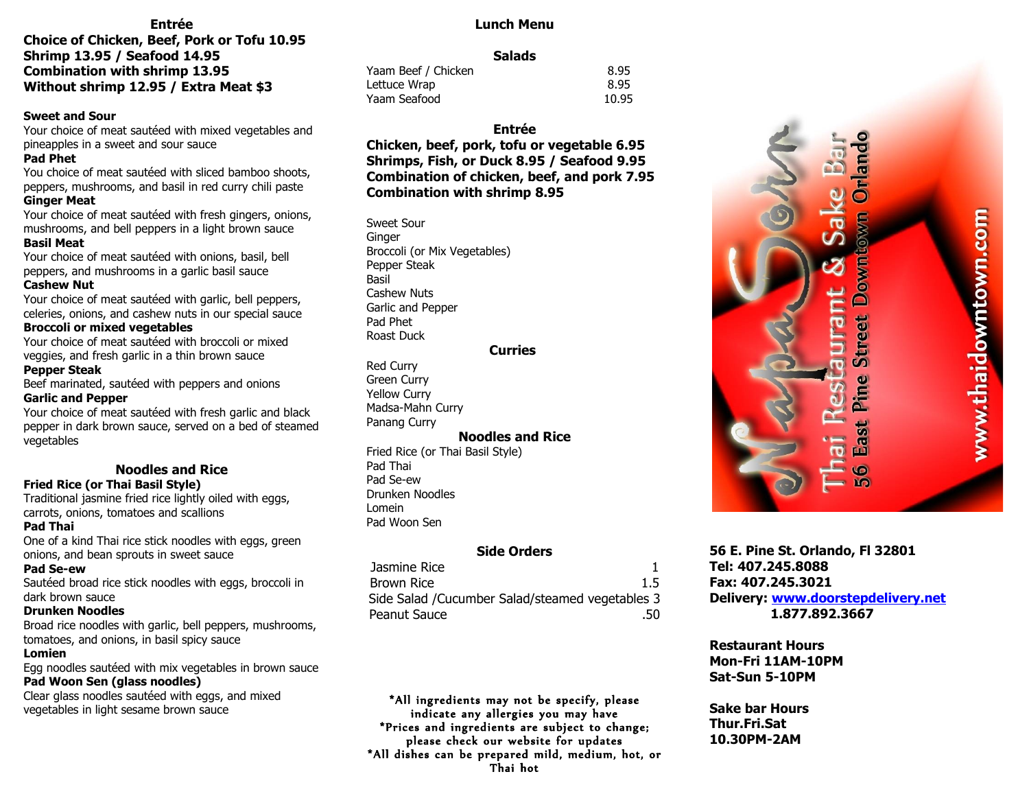## Entrée

**Choice of Chicken, Beef, Pork or Tofu 10.95**
**Shrimp 13.95 / Seafood 14.95**
**Combination with shrimp 13.95**
**Without shrimp 12.95 / Extra Meat $3**

**Sweet and Sour**
Your choice of meat sautéed with mixed vegetables and pineapples in a sweet and sour sauce

**Pad Phet**
You choice of meat sautéed with sliced bamboo shoots, peppers, mushrooms, and basil in red curry chili paste

**Ginger Meat**
Your choice of meat sautéed with fresh gingers, onions, mushrooms, and bell peppers in a light brown sauce

**Basil Meat**
Your choice of meat sautéed with onions, basil, bell peppers, and mushrooms in a garlic basil sauce

**Cashew Nut**
Your choice of meat sautéed with garlic, bell peppers, celeries, onions, and cashew nuts in our special sauce

**Broccoli or mixed vegetables**
Your choice of meat sautéed with broccoli or mixed veggies, and fresh garlic in a thin brown sauce

**Pepper Steak**
Beef marinated, sautéed with peppers and onions

**Garlic and Pepper**
Your choice of meat sautéed with fresh garlic and black pepper in dark brown sauce, served on a bed of steamed vegetables

## Noodles and Rice

**Fried Rice (or Thai Basil Style)**
Traditional jasmine fried rice lightly oiled with eggs, carrots, onions, tomatoes and scallions

**Pad Thai**
One of a kind Thai rice stick noodles with eggs, green onions, and bean sprouts in sweet sauce

**Pad Se-ew**
Sautéed broad rice stick noodles with eggs, broccoli in dark brown sauce

**Drunken Noodles**
Broad rice noodles with garlic, bell peppers, mushrooms, tomatoes, and onions, in basil spicy sauce

**Lomien**
Egg noodles sautéed with mix vegetables in brown sauce

**Pad Woon Sen (glass noodles)**
Clear glass noodles sautéed with eggs, and mixed vegetables in light sesame brown sauce

# Lunch Menu

## Salads

| | |
|---|---|
| Yaam Beef / Chicken | 8.95 |
| Lettuce Wrap | 8.95 |
| Yaam Seafood | 10.95 |

## Entrée

**Chicken, beef, pork, tofu or vegetable 6.95**
**Shrimps, Fish, or Duck 8.95 / Seafood 9.95**
**Combination of chicken, beef, and pork 7.95**
**Combination with shrimp 8.95**

Sweet Sour
Ginger
Broccoli (or Mix Vegetables)
Pepper Steak
Basil
Cashew Nuts
Garlic and Pepper
Pad Phet
Roast Duck

## Curries

Red Curry
Green Curry
Yellow Curry
Madsa-Mahn Curry
Panang Curry

## Noodles and Rice

Fried Rice (or Thai Basil Style)
Pad Thai
Pad Se-ew
Drunken Noodles
Lomein
Pad Woon Sen

## Side Orders

| | |
|---|---|
| Jasmine Rice | 1 |
| Brown Rice | 1.5 |
| Side Salad /Cucumber Salad/steamed vegetables | 3 |
| Peanut Sauce | .50 |

*All ingredients may not be specify, please indicate any allergies you may have
*Prices and ingredients are subject to change; please check our website for updates
*All dishes can be prepared mild, medium, hot, or Thai hot

NapaSorn
Thai Restaurant & Sake Bar
56 East Pine Street Downtown Orlando
www.thaidowntown.com

**56 E. Pine St. Orlando, Fl 32801**
**Tel: 407.245.8088**
**Fax: 407.245.3021**
**Delivery: www.doorstepdelivery.net**
**1.877.892.3667**

**Restaurant Hours**
**Mon-Fri 11AM-10PM**
**Sat-Sun 5-10PM**

**Sake bar Hours**
**Thur.Fri.Sat**
**10.30PM-2AM**